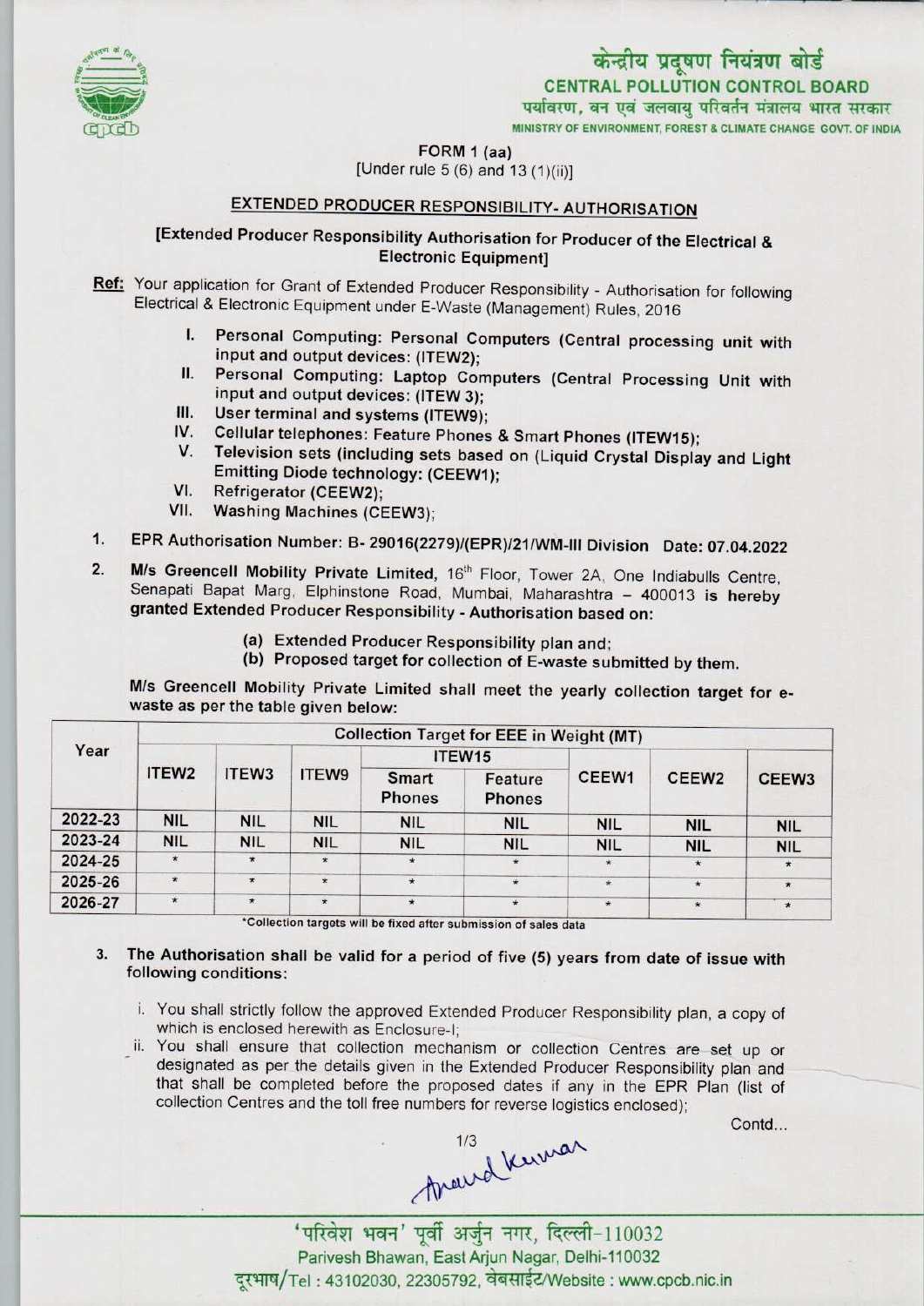केन्द्रीय प्रदूषण नियंत्रण बोर्ड
**CENTRAL POLLUTION CONTROL BOARD**
पर्यावरण, वन एवं जलवायु परिवर्तन मंत्रालय भारत सरकार
MINISTRY OF ENVIRONMENT, FOREST & CLIMATE CHANGE GOVT. OF INDIA

FORM 1 (aa)
[Under rule 5 (6) and 13 (1)(ii)]

## EXTENDED PRODUCER RESPONSIBILITY- AUTHORISATION

**[Extended Producer Responsibility Authorisation for Producer of the Electrical & Electronic Equipment]**

**Ref:** Your application for Grant of Extended Producer Responsibility - Authorisation for following Electrical & Electronic Equipment under E-Waste (Management) Rules, 2016

I. **Personal Computing: Personal Computers (Central processing unit with input and output devices: (ITEW2);**
II. **Personal Computing: Laptop Computers (Central Processing Unit with input and output devices: (ITEW 3);**
III. **User terminal and systems (ITEW9);**
IV. **Cellular telephones: Feature Phones & Smart Phones (ITEW15);**
V. **Television sets (including sets based on (Liquid Crystal Display and Light Emitting Diode technology: (CEEW1);**
VI. **Refrigerator (CEEW2);**
VII. **Washing Machines (CEEW3);**

1. **EPR Authorisation Number: B- 29016(2279)/(EPR)/21/WM-III Division Date: 07.04.2022**

2. **M/s Greencell Mobility Private Limited,** 16th Floor, Tower 2A, One Indiabulls Centre, Senapati Bapat Marg, Elphinstone Road, Mumbai, Maharashtra – 400013 is hereby **granted Extended Producer Responsibility - Authorisation based on:**

   (a) **Extended Producer Responsibility plan and;**
   (b) **Proposed target for collection of E-waste submitted by them.**

**M/s Greencell Mobility Private Limited shall meet the yearly collection target for e-waste as per the table given below:**

| Year | Collection Target for EEE in Weight (MT) | | | | | | | |
|---|---|---|---|---|---|---|---|---|
| | ITEW2 | ITEW3 | ITEW9 | ITEW15 | | CEEW1 | CEEW2 | CEEW3 |
| | | | | Smart Phones | Feature Phones | | | |
| 2022-23 | NIL | NIL | NIL | NIL | NIL | NIL | NIL | NIL |
| 2023-24 | NIL | NIL | NIL | NIL | NIL | NIL | NIL | NIL |
| 2024-25 | * | * | * | * | * | * | * | * |
| 2025-26 | * | * | * | * | * | * | * | * |
| 2026-27 | * | * | * | * | * | * | * | * |

*Collection targets will be fixed after submission of sales data

3. **The Authorisation shall be valid for a period of five (5) years from date of issue with following conditions:**

   i. You shall strictly follow the approved Extended Producer Responsibility plan, a copy of which is enclosed herewith as Enclosure-I;
   ii. You shall ensure that collection mechanism or collection Centres are set up or designated as per the details given in the Extended Producer Responsibility plan and that shall be completed before the proposed dates if any in the EPR Plan (list of collection Centres and the toll free numbers for reverse logistics enclosed);

Contd...

Anand Kumar

'परिवेश भवन' पूर्वी अर्जुन नगर, दिल्ली-110032
Parivesh Bhawan, East Arjun Nagar, Delhi-110032
दूरभाष/Tel : 43102030, 22305792, वेबसाईट/Website : www.cpcb.nic.in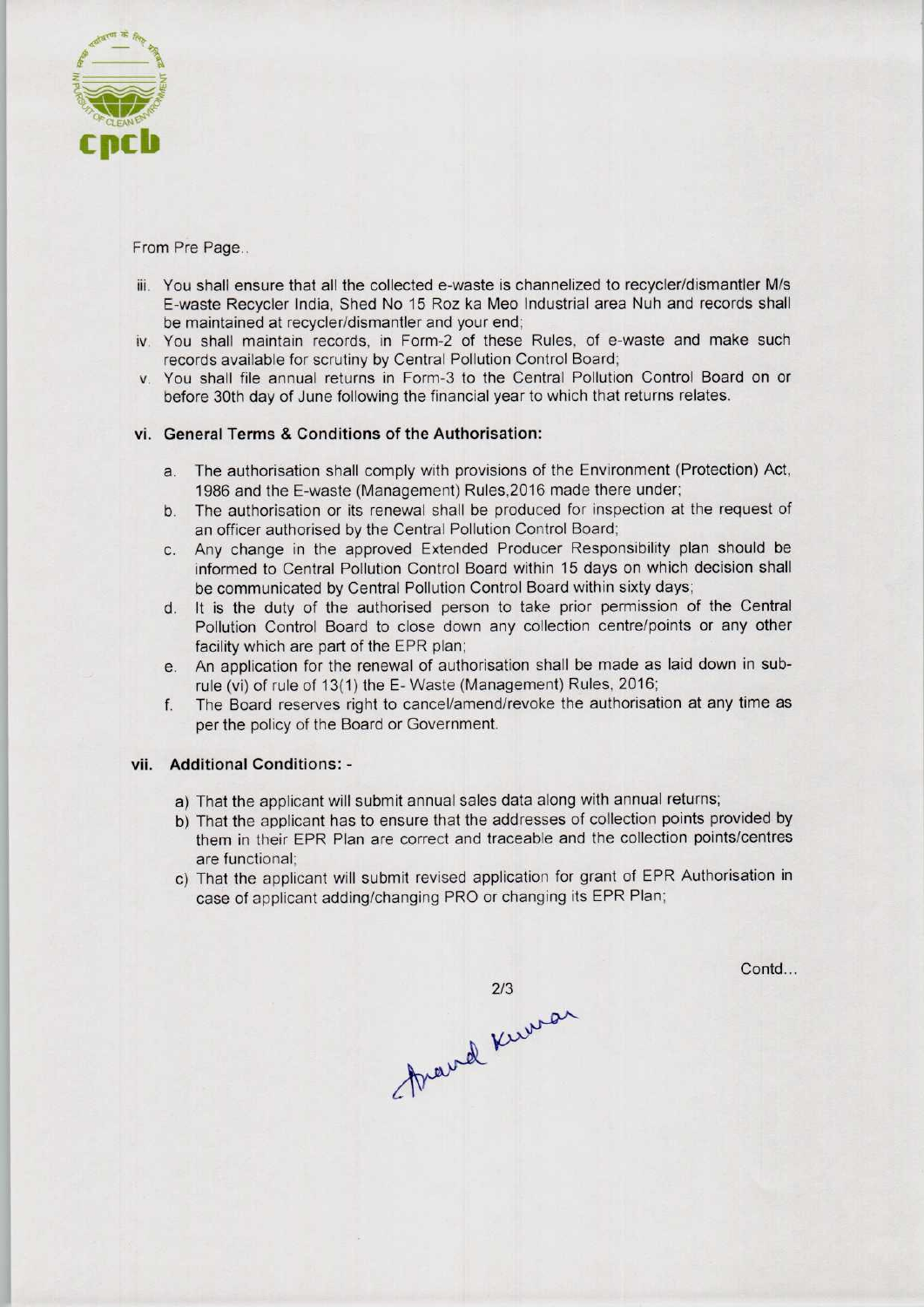From Pre Page..

iii. You shall ensure that all the collected e-waste is channelized to recycler/dismantler M/s E-waste Recycler India, Shed No 15 Roz ka Meo Industrial area Nuh and records shall be maintained at recycler/dismantler and your end;

iv. You shall maintain records, in Form-2 of these Rules, of e-waste and make such records available for scrutiny by Central Pollution Control Board;

v. You shall file annual returns in Form-3 to the Central Pollution Control Board on or before 30th day of June following the financial year to which that returns relates.

### vi. General Terms & Conditions of the Authorisation:

a. The authorisation shall comply with provisions of the Environment (Protection) Act, 1986 and the E-waste (Management) Rules,2016 made there under;

b. The authorisation or its renewal shall be produced for inspection at the request of an officer authorised by the Central Pollution Control Board;

c. Any change in the approved Extended Producer Responsibility plan should be informed to Central Pollution Control Board within 15 days on which decision shall be communicated by Central Pollution Control Board within sixty days;

d. It is the duty of the authorised person to take prior permission of the Central Pollution Control Board to close down any collection centre/points or any other facility which are part of the EPR plan;

e. An application for the renewal of authorisation shall be made as laid down in sub-rule (vi) of rule of 13(1) the E- Waste (Management) Rules, 2016;

f. The Board reserves right to cancel/amend/revoke the authorisation at any time as per the policy of the Board or Government.

### vii. Additional Conditions: -

a) That the applicant will submit annual sales data along with annual returns;

b) That the applicant has to ensure that the addresses of collection points provided by them in their EPR Plan are correct and traceable and the collection points/centres are functional;

c) That the applicant will submit revised application for grant of EPR Authorisation in case of applicant adding/changing PRO or changing its EPR Plan;

Contd...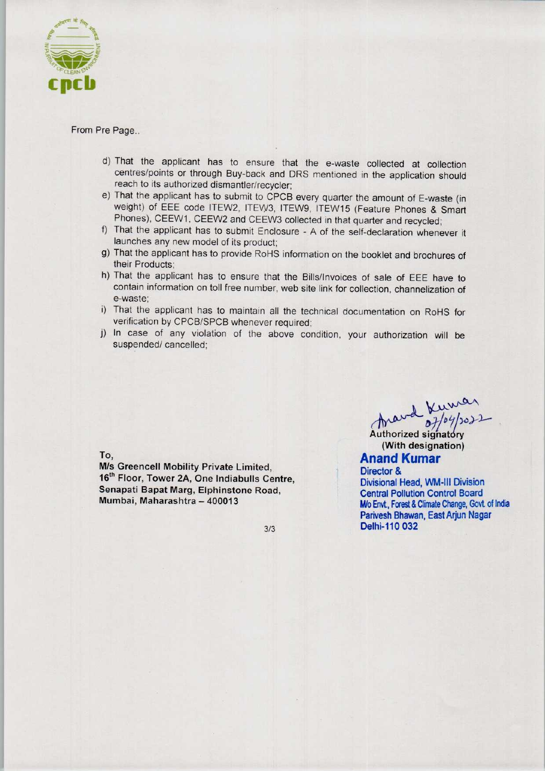From Pre Page..

d) That the applicant has to ensure that the e-waste collected at collection centres/points or through Buy-back and DRS mentioned in the application should reach to its authorized dismantler/recycler;
e) That the applicant has to submit to CPCB every quarter the amount of E-waste (in weight) of EEE code ITEW2, ITEW3, ITEW9, ITEW15 (Feature Phones & Smart Phones), CEEW1, CEEW2 and CEEW3 collected in that quarter and recycled;
f) That the applicant has to submit Enclosure - A of the self-declaration whenever it launches any new model of its product;
g) That the applicant has to provide RoHS information on the booklet and brochures of their Products;
h) That the applicant has to ensure that the Bills/Invoices of sale of EEE have to contain information on toll free number, web site link for collection, channelization of e-waste;
i) That the applicant has to maintain all the technical documentation on RoHS for verification by CPCB/SPCB whenever required;
j) In case of any violation of the above condition, your authorization will be suspended/ cancelled;

Anand Kumar
07/04/2022

Authorized signatory
(With designation)

**Anand Kumar**
Director &
Divisional Head, WM-III Division
Central Pollution Control Board
M/o Envt., Forest & Climate Change, Govt. of India
Parivesh Bhawan, East Arjun Nagar
Delhi-110 032

To,
**M/s Greencell Mobility Private Limited,**
**16th Floor, Tower 2A, One Indiabulls Centre,**
**Senapati Bapat Marg, Elphinstone Road,**
**Mumbai, Maharashtra – 400013**